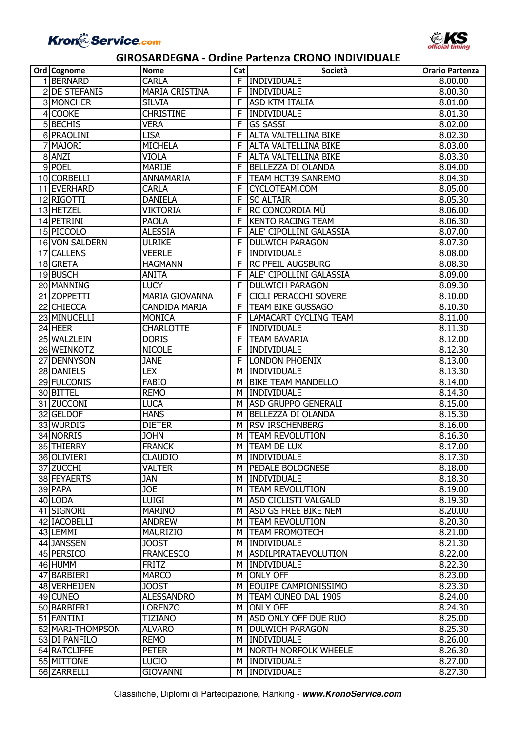# GIROSARDEGNA - Ordine Partenza CRONO INDIVIDUALE

| Ord | Cognome | Nome | Cat | Società | Orario Partenza |
|---|---|---|---|---|---|
| 1 | BERNARD | CARLA | F | INDIVIDUALE | 8.00.00 |
| 2 | DE STEFANIS | MARIA CRISTINA | F | INDIVIDUALE | 8.00.30 |
| 3 | MONCHER | SILVIA | F | ASD KTM ITALIA | 8.01.00 |
| 4 | COOKE | CHRISTINE | F | INDIVIDUALE | 8.01.30 |
| 5 | BECHIS | VERA | F | GS SASSI | 8.02.00 |
| 6 | PRAOLINI | LISA | F | ALTA VALTELLINA BIKE | 8.02.30 |
| 7 | MAJORI | MICHELA | F | ALTA VALTELLINA BIKE | 8.03.00 |
| 8 | ANZI | VIOLA | F | ALTA VALTELLINA BIKE | 8.03.30 |
| 9 | POEL | MARIJE | F | BELLEZZA DI OLANDA | 8.04.00 |
| 10 | CORBELLI | ANNAMARIA | F | TEAM HCT39 SANREMO | 8.04.30 |
| 11 | EVERHARD | CARLA | F | CYCLOTEAM.COM | 8.05.00 |
| 12 | RIGOTTI | DANIELA | F | SC ALTAIR | 8.05.30 |
| 13 | HETZEL | VIKTORIA | F | RC CONCORDIA MÙ | 8.06.00 |
| 14 | PETRINI | PAOLA | F | KENTO RACING TEAM | 8.06.30 |
| 15 | PICCOLO | ALESSIA | F | ALE` CIPOLLINI GALASSIA | 8.07.00 |
| 16 | VON SALDERN | ULRIKE | F | DULWICH PARAGON | 8.07.30 |
| 17 | CALLENS | VEERLE | F | INDIVIDUALE | 8.08.00 |
| 18 | GRETA | HAGMANN | F | RC PFEIL AUGSBURG | 8.08.30 |
| 19 | BUSCH | ANITA | F | ALE` CIPOLLINI GALASSIA | 8.09.00 |
| 20 | MANNING | LUCY | F | DULWICH PARAGON | 8.09.30 |
| 21 | ZOPPETTI | MARIA GIOVANNA | F | CICLI PERACCHI SOVERE | 8.10.00 |
| 22 | CHIECCA | CANDIDA MARIA | F | TEAM BIKE GUSSAGO | 8.10.30 |
| 23 | MINUCELLI | MONICA | F | LAMACART CYCLING TEAM | 8.11.00 |
| 24 | HEER | CHARLOTTE | F | INDIVIDUALE | 8.11.30 |
| 25 | WALZLEIN | DORIS | F | TEAM BAVARIA | 8.12.00 |
| 26 | WEINKOTZ | NICOLE | F | INDIVIDUALE | 8.12.30 |
| 27 | DENNYSON | JANE | F | LONDON PHOENIX | 8.13.00 |
| 28 | DANIELS | LEX | M | INDIVIDUALE | 8.13.30 |
| 29 | FULCONIS | FABIO | M | BIKE TEAM MANDELLO | 8.14.00 |
| 30 | BITTEL | REMO | M | INDIVIDUALE | 8.14.30 |
| 31 | ZUCCONI | LUCA | M | ASD GRUPPO GENERALI | 8.15.00 |
| 32 | GELDOF | HANS | M | BELLEZZA DI OLANDA | 8.15.30 |
| 33 | WURDIG | DIETER | M | RSV IRSCHENBERG | 8.16.00 |
| 34 | NORRIS | JOHN | M | TEAM REVOLUTION | 8.16.30 |
| 35 | THIERRY | FRANCK | M | TEAM DE LUX | 8.17.00 |
| 36 | OLIVIERI | CLAUDIO | M | INDIVIDUALE | 8.17.30 |
| 37 | ZUCCHI | VALTER | M | PEDALE BOLOGNESE | 8.18.00 |
| 38 | FEYAERTS | JAN | M | INDIVIDUALE | 8.18.30 |
| 39 | PAPA | JOE | M | TEAM REVOLUTION | 8.19.00 |
| 40 | LODA | LUIGI | M | ASD CICLISTI VALGALD | 8.19.30 |
| 41 | SIGNORI | MARINO | M | ASD GS FREE BIKE NEM | 8.20.00 |
| 42 | IACOBELLI | ANDREW | M | TEAM REVOLUTION | 8.20.30 |
| 43 | LEMMI | MAURIZIO | M | TEAM PROMOTECH | 8.21.00 |
| 44 | JANSSEN | JOOST | M | INDIVIDUALE | 8.21.30 |
| 45 | PERSICO | FRANCESCO | M | ASDILPIRATAEVOLUTION | 8.22.00 |
| 46 | HUMM | FRITZ | M | INDIVIDUALE | 8.22.30 |
| 47 | BARBIERI | MARCO | M | ONLY OFF | 8.23.00 |
| 48 | VERHEIJEN | JOOST | M | EQUIPE CAMPIONISSIMO | 8.23.30 |
| 49 | CUNEO | ALESSANDRO | M | TEAM CUNEO DAL 1905 | 8.24.00 |
| 50 | BARBIERI | LORENZO | M | ONLY OFF | 8.24.30 |
| 51 | FANTINI | TIZIANO | M | ASD ONLY OFF DUE RUO | 8.25.00 |
| 52 | MARI-THOMPSON | ALVARO | M | DULWICH PARAGON | 8.25.30 |
| 53 | DI PANFILO | REMO | M | INDIVIDUALE | 8.26.00 |
| 54 | RATCLIFFE | PETER | M | NORTH NORFOLK WHEELE | 8.26.30 |
| 55 | MITTONE | LUCIO | M | INDIVIDUALE | 8.27.00 |
| 56 | ZARRELLI | GIOVANNI | M | INDIVIDUALE | 8.27.30 |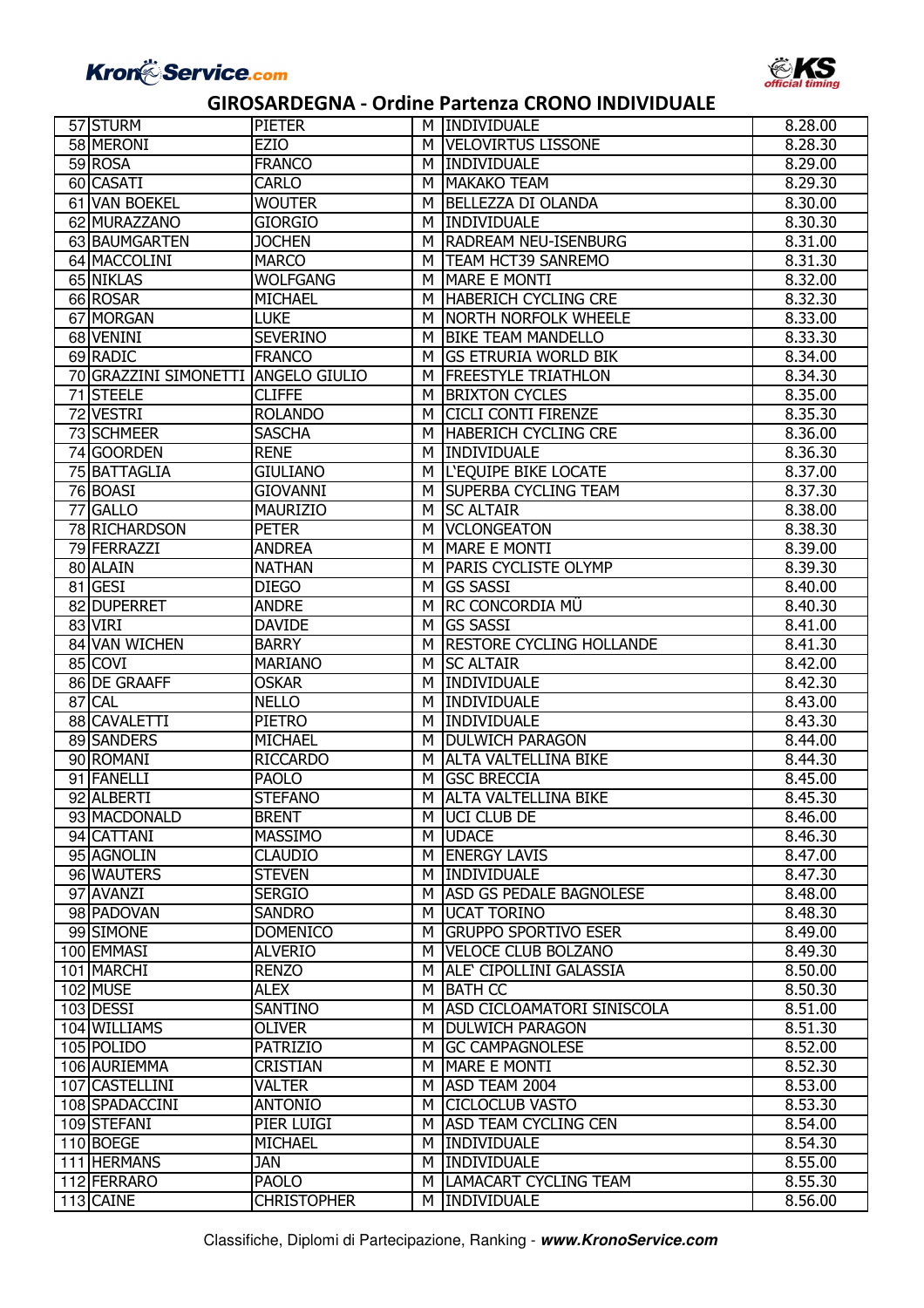# GIROSARDEGNA - Ordine Partenza CRONO INDIVIDUALE

| | | | | | |
|---|---|---|---|---|---|
| 57 | STURM | PIETER | M | INDIVIDUALE | 8.28.00 |
| 58 | MERONI | EZIO | M | VELOVIRTUS LISSONE | 8.28.30 |
| 59 | ROSA | FRANCO | M | INDIVIDUALE | 8.29.00 |
| 60 | CASATI | CARLO | M | MAKAKO TEAM | 8.29.30 |
| 61 | VAN BOEKEL | WOUTER | M | BELLEZZA DI OLANDA | 8.30.00 |
| 62 | MURAZZANO | GIORGIO | M | INDIVIDUALE | 8.30.30 |
| 63 | BAUMGARTEN | JOCHEN | M | RADREAM NEU-ISENBURG | 8.31.00 |
| 64 | MACCOLINI | MARCO | M | TEAM HCT39 SANREMO | 8.31.30 |
| 65 | NIKLAS | WOLFGANG | M | MARE E MONTI | 8.32.00 |
| 66 | ROSAR | MICHAEL | M | HABERICH CYCLING CRE | 8.32.30 |
| 67 | MORGAN | LUKE | M | NORTH NORFOLK WHEELE | 8.33.00 |
| 68 | VENINI | SEVERINO | M | BIKE TEAM MANDELLO | 8.33.30 |
| 69 | RADIC | FRANCO | M | GS ETRURIA WORLD BIK | 8.34.00 |
| 70 | GRAZZINI SIMONETTI | ANGELO GIULIO | M | FREESTYLE TRIATHLON | 8.34.30 |
| 71 | STEELE | CLIFFE | M | BRIXTON CYCLES | 8.35.00 |
| 72 | VESTRI | ROLANDO | M | CICLI CONTI FIRENZE | 8.35.30 |
| 73 | SCHMEER | SASCHA | M | HABERICH CYCLING CRE | 8.36.00 |
| 74 | GOORDEN | RENE | M | INDIVIDUALE | 8.36.30 |
| 75 | BATTAGLIA | GIULIANO | M | L'EQUIPE BIKE LOCATE | 8.37.00 |
| 76 | BOASI | GIOVANNI | M | SUPERBA CYCLING TEAM | 8.37.30 |
| 77 | GALLO | MAURIZIO | M | SC ALTAIR | 8.38.00 |
| 78 | RICHARDSON | PETER | M | VCLONGEATON | 8.38.30 |
| 79 | FERRAZZI | ANDREA | M | MARE E MONTI | 8.39.00 |
| 80 | ALAIN | NATHAN | M | PARIS CYCLISTE OLYMP | 8.39.30 |
| 81 | GESI | DIEGO | M | GS SASSI | 8.40.00 |
| 82 | DUPERRET | ANDRE | M | RC CONCORDIA MÜ | 8.40.30 |
| 83 | VIRI | DAVIDE | M | GS SASSI | 8.41.00 |
| 84 | VAN WICHEN | BARRY | M | RESTORE CYCLING HOLLANDE | 8.41.30 |
| 85 | COVI | MARIANO | M | SC ALTAIR | 8.42.00 |
| 86 | DE GRAAFF | OSKAR | M | INDIVIDUALE | 8.42.30 |
| 87 | CAL | NELLO | M | INDIVIDUALE | 8.43.00 |
| 88 | CAVALETTI | PIETRO | M | INDIVIDUALE | 8.43.30 |
| 89 | SANDERS | MICHAEL | M | DULWICH PARAGON | 8.44.00 |
| 90 | ROMANI | RICCARDO | M | ALTA VALTELLINA BIKE | 8.44.30 |
| 91 | FANELLI | PAOLO | M | GSC BRECCIA | 8.45.00 |
| 92 | ALBERTI | STEFANO | M | ALTA VALTELLINA BIKE | 8.45.30 |
| 93 | MACDONALD | BRENT | M | UCI CLUB DE | 8.46.00 |
| 94 | CATTANI | MASSIMO | M | UDACE | 8.46.30 |
| 95 | AGNOLIN | CLAUDIO | M | ENERGY LAVIS | 8.47.00 |
| 96 | WAUTERS | STEVEN | M | INDIVIDUALE | 8.47.30 |
| 97 | AVANZI | SERGIO | M | ASD GS PEDALE BAGNOLESE | 8.48.00 |
| 98 | PADOVAN | SANDRO | M | UCAT TORINO | 8.48.30 |
| 99 | SIMONE | DOMENICO | M | GRUPPO SPORTIVO ESER | 8.49.00 |
| 100 | EMMASI | ALVERIO | M | VELOCE CLUB BOLZANO | 8.49.30 |
| 101 | MARCHI | RENZO | M | ALE' CIPOLLINI GALASSIA | 8.50.00 |
| 102 | MUSE | ALEX | M | BATH CC | 8.50.30 |
| 103 | DESSI | SANTINO | M | ASD CICLOAMATORI SINISCOLA | 8.51.00 |
| 104 | WILLIAMS | OLIVER | M | DULWICH PARAGON | 8.51.30 |
| 105 | POLIDO | PATRIZIO | M | GC CAMPAGNOLESE | 8.52.00 |
| 106 | AURIEMMA | CRISTIAN | M | MARE E MONTI | 8.52.30 |
| 107 | CASTELLINI | VALTER | M | ASD TEAM 2004 | 8.53.00 |
| 108 | SPADACCINI | ANTONIO | M | CICLOCLUB VASTO | 8.53.30 |
| 109 | STEFANI | PIER LUIGI | M | ASD TEAM CYCLING CEN | 8.54.00 |
| 110 | BOEGE | MICHAEL | M | INDIVIDUALE | 8.54.30 |
| 111 | HERMANS | JAN | M | INDIVIDUALE | 8.55.00 |
| 112 | FERRARO | PAOLO | M | LAMACART CYCLING TEAM | 8.55.30 |
| 113 | CAINE | CHRISTOPHER | M | INDIVIDUALE | 8.56.00 |

Classifiche, Diplomi di Partecipazione, Ranking - ***www.KronoService.com***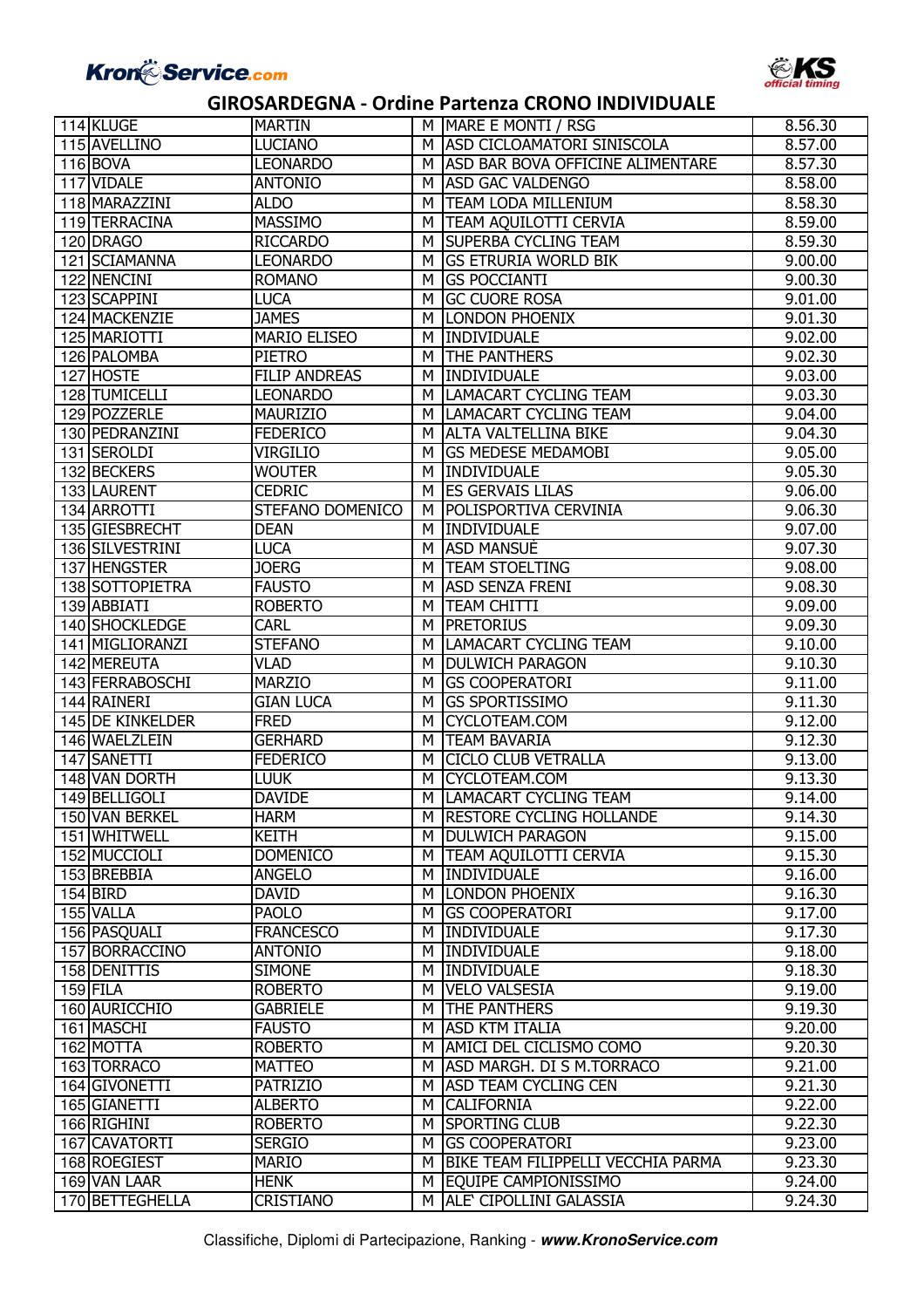# GIROSARDEGNA - Ordine Partenza CRONO INDIVIDUALE

| | | | | | |
|---|---|---|---|---|---|
| 114 | KLUGE | MARTIN | M | MARE E MONTI / RSG | 8.56.30 |
| 115 | AVELLINO | LUCIANO | M | ASD CICLOAMATORI SINISCOLA | 8.57.00 |
| 116 | BOVA | LEONARDO | M | ASD BAR BOVA OFFICINE ALIMENTARE | 8.57.30 |
| 117 | VIDALE | ANTONIO | M | ASD GAC VALDENGO | 8.58.00 |
| 118 | MARAZZINI | ALDO | M | TEAM LODA MILLENIUM | 8.58.30 |
| 119 | TERRACINA | MASSIMO | M | TEAM AQUILOTTI CERVIA | 8.59.00 |
| 120 | DRAGO | RICCARDO | M | SUPERBA CYCLING TEAM | 8.59.30 |
| 121 | SCIAMANNA | LEONARDO | M | GS ETRURIA WORLD BIK | 9.00.00 |
| 122 | NENCINI | ROMANO | M | GS POCCIANTI | 9.00.30 |
| 123 | SCAPPINI | LUCA | M | GC CUORE ROSA | 9.01.00 |
| 124 | MACKENZIE | JAMES | M | LONDON PHOENIX | 9.01.30 |
| 125 | MARIOTTI | MARIO ELISEO | M | INDIVIDUALE | 9.02.00 |
| 126 | PALOMBA | PIETRO | M | THE PANTHERS | 9.02.30 |
| 127 | HOSTE | FILIP ANDREAS | M | INDIVIDUALE | 9.03.00 |
| 128 | TUMICELLI | LEONARDO | M | LAMACART CYCLING TEAM | 9.03.30 |
| 129 | POZZERLE | MAURIZIO | M | LAMACART CYCLING TEAM | 9.04.00 |
| 130 | PEDRANZINI | FEDERICO | M | ALTA VALTELLINA BIKE | 9.04.30 |
| 131 | SEROLDI | VIRGILIO | M | GS MEDESE MEDAMOBI | 9.05.00 |
| 132 | BECKERS | WOUTER | M | INDIVIDUALE | 9.05.30 |
| 133 | LAURENT | CEDRIC | M | ES GERVAIS LILAS | 9.06.00 |
| 134 | ARROTTI | STEFANO DOMENICO | M | POLISPORTIVA CERVINIA | 9.06.30 |
| 135 | GIESBRECHT | DEAN | M | INDIVIDUALE | 9.07.00 |
| 136 | SILVESTRINI | LUCA | M | ASD MANSUÈ | 9.07.30 |
| 137 | HENGSTER | JOERG | M | TEAM STOELTING | 9.08.00 |
| 138 | SOTTOPIETRA | FAUSTO | M | ASD SENZA FRENI | 9.08.30 |
| 139 | ABBIATI | ROBERTO | M | TEAM CHITTI | 9.09.00 |
| 140 | SHOCKLEDGE | CARL | M | PRETORIUS | 9.09.30 |
| 141 | MIGLIORANZI | STEFANO | M | LAMACART CYCLING TEAM | 9.10.00 |
| 142 | MEREUTA | VLAD | M | DULWICH PARAGON | 9.10.30 |
| 143 | FERRABOSCHI | MARZIO | M | GS COOPERATORI | 9.11.00 |
| 144 | RAINERI | GIAN LUCA | M | GS SPORTISSIMO | 9.11.30 |
| 145 | DE KINKELDER | FRED | M | CYCLOTEAM.COM | 9.12.00 |
| 146 | WAELZLEIN | GERHARD | M | TEAM BAVARIA | 9.12.30 |
| 147 | SANETTI | FEDERICO | M | CICLO CLUB VETRALLA | 9.13.00 |
| 148 | VAN DORTH | LUUK | M | CYCLOTEAM.COM | 9.13.30 |
| 149 | BELLIGOLI | DAVIDE | M | LAMACART CYCLING TEAM | 9.14.00 |
| 150 | VAN BERKEL | HARM | M | RESTORE CYCLING HOLLANDE | 9.14.30 |
| 151 | WHITWELL | KEITH | M | DULWICH PARAGON | 9.15.00 |
| 152 | MUCCIOLI | DOMENICO | M | TEAM AQUILOTTI CERVIA | 9.15.30 |
| 153 | BREBBIA | ANGELO | M | INDIVIDUALE | 9.16.00 |
| 154 | BIRD | DAVID | M | LONDON PHOENIX | 9.16.30 |
| 155 | VALLA | PAOLO | M | GS COOPERATORI | 9.17.00 |
| 156 | PASQUALI | FRANCESCO | M | INDIVIDUALE | 9.17.30 |
| 157 | BORRACCINO | ANTONIO | M | INDIVIDUALE | 9.18.00 |
| 158 | DENITTIS | SIMONE | M | INDIVIDUALE | 9.18.30 |
| 159 | FILA | ROBERTO | M | VELO VALSESIA | 9.19.00 |
| 160 | AURICCHIO | GABRIELE | M | THE PANTHERS | 9.19.30 |
| 161 | MASCHI | FAUSTO | M | ASD KTM ITALIA | 9.20.00 |
| 162 | MOTTA | ROBERTO | M | AMICI DEL CICLISMO COMO | 9.20.30 |
| 163 | TORRACO | MATTEO | M | ASD MARGH. DI S M.TORRACO | 9.21.00 |
| 164 | GIVONETTI | PATRIZIO | M | ASD TEAM CYCLING CEN | 9.21.30 |
| 165 | GIANETTI | ALBERTO | M | CALIFORNIA | 9.22.00 |
| 166 | RIGHINI | ROBERTO | M | SPORTING CLUB | 9.22.30 |
| 167 | CAVATORTI | SERGIO | M | GS COOPERATORI | 9.23.00 |
| 168 | ROEGIEST | MARIO | M | BIKE TEAM FILIPPELLI VECCHIA PARMA | 9.23.30 |
| 169 | VAN LAAR | HENK | M | EQUIPE CAMPIONISSIMO | 9.24.00 |
| 170 | BETTEGHELLA | CRISTIANO | M | ALE` CIPOLLINI GALASSIA | 9.24.30 |

Classifiche, Diplomi di Partecipazione, Ranking - ***www.KronoService.com***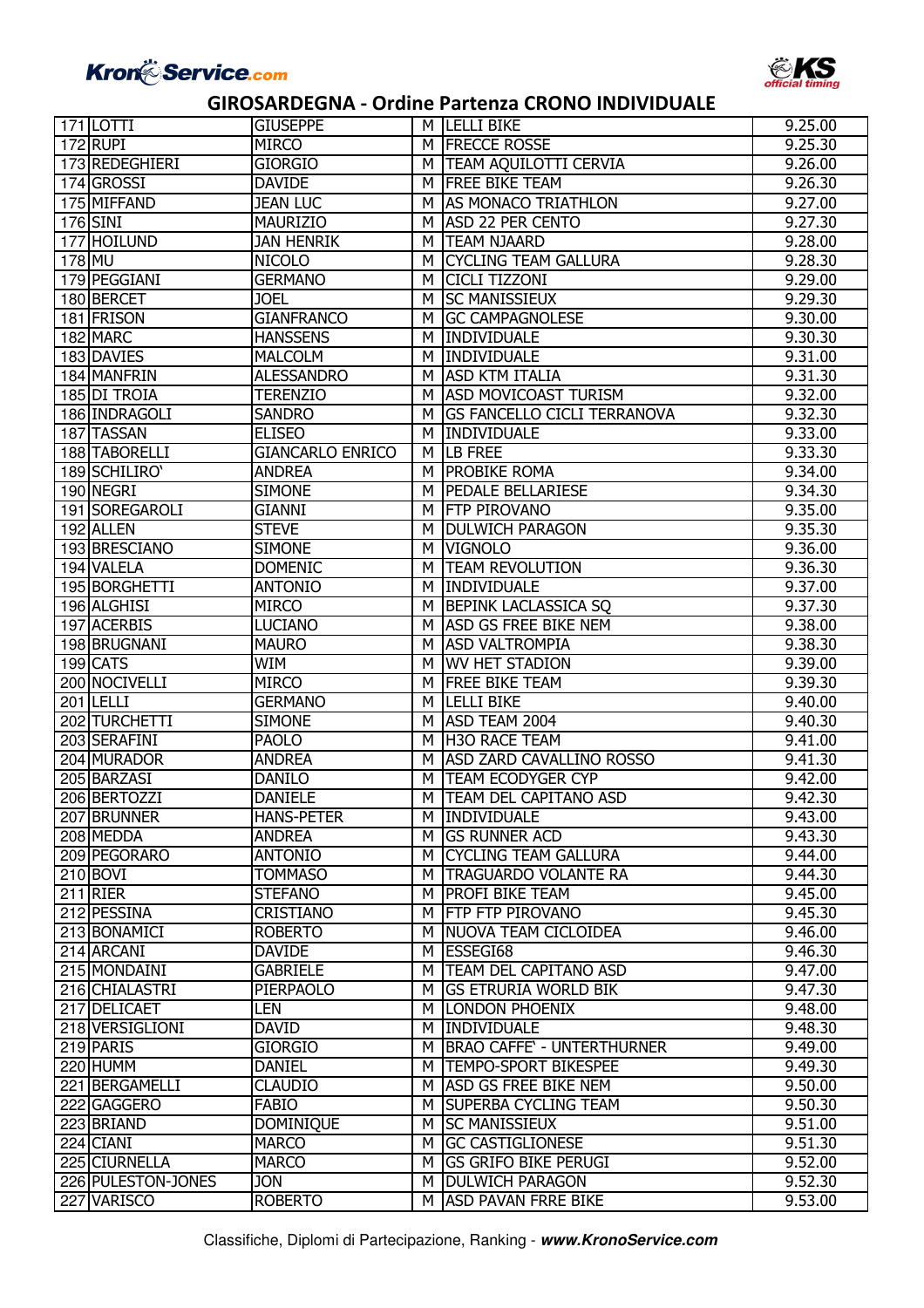# GIROSARDEGNA - Ordine Partenza CRONO INDIVIDUALE

| | | | | | |
|---|---|---|---|---|---|
| 171 | LOTTI | GIUSEPPE | M | LELLI BIKE | 9.25.00 |
| 172 | RUPI | MIRCO | M | FRECCE ROSSE | 9.25.30 |
| 173 | REDEGHIERI | GIORGIO | M | TEAM AQUILOTTI CERVIA | 9.26.00 |
| 174 | GROSSI | DAVIDE | M | FREE BIKE TEAM | 9.26.30 |
| 175 | MIFFAND | JEAN LUC | M | AS MONACO TRIATHLON | 9.27.00 |
| 176 | SINI | MAURIZIO | M | ASD 22 PER CENTO | 9.27.30 |
| 177 | HOILUND | JAN HENRIK | M | TEAM NJAARD | 9.28.00 |
| 178 | MU | NICOLO | M | CYCLING TEAM GALLURA | 9.28.30 |
| 179 | PEGGIANI | GERMANO | M | CICLI TIZZONI | 9.29.00 |
| 180 | BERCET | JOEL | M | SC MANISSIEUX | 9.29.30 |
| 181 | FRISON | GIANFRANCO | M | GC CAMPAGNOLESE | 9.30.00 |
| 182 | MARC | HANSSENS | M | INDIVIDUALE | 9.30.30 |
| 183 | DAVIES | MALCOLM | M | INDIVIDUALE | 9.31.00 |
| 184 | MANFRIN | ALESSANDRO | M | ASD KTM ITALIA | 9.31.30 |
| 185 | DI TROIA | TERENZIO | M | ASD MOVICOAST TURISM | 9.32.00 |
| 186 | INDRAGOLI | SANDRO | M | GS FANCELLO CICLI TERRANOVA | 9.32.30 |
| 187 | TASSAN | ELISEO | M | INDIVIDUALE | 9.33.00 |
| 188 | TABORELLI | GIANCARLO ENRICO | M | LB FREE | 9.33.30 |
| 189 | SCHILIRO' | ANDREA | M | PROBIKE ROMA | 9.34.00 |
| 190 | NEGRI | SIMONE | M | PEDALE BELLARIESE | 9.34.30 |
| 191 | SOREGAROLI | GIANNI | M | FTP PIROVANO | 9.35.00 |
| 192 | ALLEN | STEVE | M | DULWICH PARAGON | 9.35.30 |
| 193 | BRESCIANO | SIMONE | M | VIGNOLO | 9.36.00 |
| 194 | VALELA | DOMENIC | M | TEAM REVOLUTION | 9.36.30 |
| 195 | BORGHETTI | ANTONIO | M | INDIVIDUALE | 9.37.00 |
| 196 | ALGHISI | MIRCO | M | BEPINK LACLASSICA SQ | 9.37.30 |
| 197 | ACERBIS | LUCIANO | M | ASD GS FREE BIKE NEM | 9.38.00 |
| 198 | BRUGNANI | MAURO | M | ASD VALTROMPIA | 9.38.30 |
| 199 | CATS | WIM | M | WV HET STADION | 9.39.00 |
| 200 | NOCIVELLI | MIRCO | M | FREE BIKE TEAM | 9.39.30 |
| 201 | LELLI | GERMANO | M | LELLI BIKE | 9.40.00 |
| 202 | TURCHETTI | SIMONE | M | ASD TEAM 2004 | 9.40.30 |
| 203 | SERAFINI | PAOLO | M | H3O RACE TEAM | 9.41.00 |
| 204 | MURADOR | ANDREA | M | ASD ZARD CAVALLINO ROSSO | 9.41.30 |
| 205 | BARZASI | DANILO | M | TEAM ECODYGER CYP | 9.42.00 |
| 206 | BERTOZZI | DANIELE | M | TEAM DEL CAPITANO ASD | 9.42.30 |
| 207 | BRUNNER | HANS-PETER | M | INDIVIDUALE | 9.43.00 |
| 208 | MEDDA | ANDREA | M | GS RUNNER ACD | 9.43.30 |
| 209 | PEGORARO | ANTONIO | M | CYCLING TEAM GALLURA | 9.44.00 |
| 210 | BOVI | TOMMASO | M | TRAGUARDO VOLANTE RA | 9.44.30 |
| 211 | RIER | STEFANO | M | PROFI BIKE TEAM | 9.45.00 |
| 212 | PESSINA | CRISTIANO | M | FTP FTP PIROVANO | 9.45.30 |
| 213 | BONAMICI | ROBERTO | M | NUOVA TEAM CICLOIDEA | 9.46.00 |
| 214 | ARCANI | DAVIDE | M | ESSEGI68 | 9.46.30 |
| 215 | MONDAINI | GABRIELE | M | TEAM DEL CAPITANO ASD | 9.47.00 |
| 216 | CHIALASTRI | PIERPAOLO | M | GS ETRURIA WORLD BIK | 9.47.30 |
| 217 | DELICAET | LEN | M | LONDON PHOENIX | 9.48.00 |
| 218 | VERSIGLIONI | DAVID | M | INDIVIDUALE | 9.48.30 |
| 219 | PARIS | GIORGIO | M | BRAO CAFFE' - UNTERTHURNER | 9.49.00 |
| 220 | HUMM | DANIEL | M | TEMPO-SPORT BIKESPEE | 9.49.30 |
| 221 | BERGAMELLI | CLAUDIO | M | ASD GS FREE BIKE NEM | 9.50.00 |
| 222 | GAGGERO | FABIO | M | SUPERBA CYCLING TEAM | 9.50.30 |
| 223 | BRIAND | DOMINIQUE | M | SC MANISSIEUX | 9.51.00 |
| 224 | CIANI | MARCO | M | GC CASTIGLIONESE | 9.51.30 |
| 225 | CIURNELLA | MARCO | M | GS GRIFO BIKE PERUGI | 9.52.00 |
| 226 | PULESTON-JONES | JON | M | DULWICH PARAGON | 9.52.30 |
| 227 | VARISCO | ROBERTO | M | ASD PAVAN FRRE BIKE | 9.53.00 |

Classifiche, Diplomi di Partecipazione, Ranking - ***www.KronoService.com***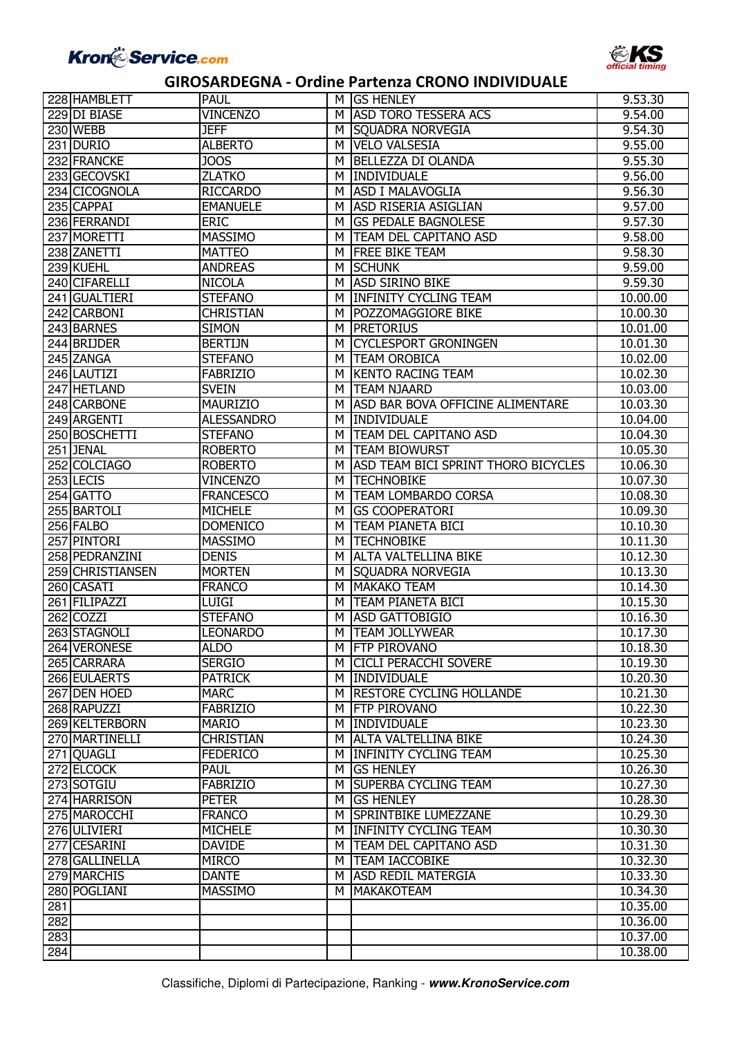# GIROSARDEGNA - Ordine Partenza CRONO INDIVIDUALE

| | | | | | |
|---|---|---|---|---|---|
| 228 | HAMBLETT | PAUL | M | GS HENLEY | 9.53.30 |
| 229 | DI BIASE | VINCENZO | M | ASD TORO TESSERA ACS | 9.54.00 |
| 230 | WEBB | JEFF | M | SQUADRA NORVEGIA | 9.54.30 |
| 231 | DURIO | ALBERTO | M | VELO VALSESIA | 9.55.00 |
| 232 | FRANCKE | JOOS | M | BELLEZZA DI OLANDA | 9.55.30 |
| 233 | GECOVSKI | ZLATKO | M | INDIVIDUALE | 9.56.00 |
| 234 | CICOGNOLA | RICCARDO | M | ASD I MALAVOGLIA | 9.56.30 |
| 235 | CAPPAI | EMANUELE | M | ASD RISERIA ASIGLIAN | 9.57.00 |
| 236 | FERRANDI | ERIC | M | GS PEDALE BAGNOLESE | 9.57.30 |
| 237 | MORETTI | MASSIMO | M | TEAM DEL CAPITANO ASD | 9.58.00 |
| 238 | ZANETTI | MATTEO | M | FREE BIKE TEAM | 9.58.30 |
| 239 | KUEHL | ANDREAS | M | SCHUNK | 9.59.00 |
| 240 | CIFARELLI | NICOLA | M | ASD SIRINO BIKE | 9.59.30 |
| 241 | GUALTIERI | STEFANO | M | INFINITY CYCLING TEAM | 10.00.00 |
| 242 | CARBONI | CHRISTIAN | M | POZZOMAGGIORE BIKE | 10.00.30 |
| 243 | BARNES | SIMON | M | PRETORIUS | 10.01.00 |
| 244 | BRIJDER | BERTIJN | M | CYCLESPORT GRONINGEN | 10.01.30 |
| 245 | ZANGA | STEFANO | M | TEAM OROBICA | 10.02.00 |
| 246 | LAUTIZI | FABRIZIO | M | KENTO RACING TEAM | 10.02.30 |
| 247 | HETLAND | SVEIN | M | TEAM NJAARD | 10.03.00 |
| 248 | CARBONE | MAURIZIO | M | ASD BAR BOVA OFFICINE ALIMENTARE | 10.03.30 |
| 249 | ARGENTI | ALESSANDRO | M | INDIVIDUALE | 10.04.00 |
| 250 | BOSCHETTI | STEFANO | M | TEAM DEL CAPITANO ASD | 10.04.30 |
| 251 | JENAL | ROBERTO | M | TEAM BIOWURST | 10.05.30 |
| 252 | COLCIAGO | ROBERTO | M | ASD TEAM BICI SPRINT THORO BICYCLES | 10.06.30 |
| 253 | LECIS | VINCENZO | M | TECHNOBIKE | 10.07.30 |
| 254 | GATTO | FRANCESCO | M | TEAM LOMBARDO CORSA | 10.08.30 |
| 255 | BARTOLI | MICHELE | M | GS COOPERATORI | 10.09.30 |
| 256 | FALBO | DOMENICO | M | TEAM PIANETA BICI | 10.10.30 |
| 257 | PINTORI | MASSIMO | M | TECHNOBIKE | 10.11.30 |
| 258 | PEDRANZINI | DENIS | M | ALTA VALTELLINA BIKE | 10.12.30 |
| 259 | CHRISTIANSEN | MORTEN | M | SQUADRA NORVEGIA | 10.13.30 |
| 260 | CASATI | FRANCO | M | MAKAKO TEAM | 10.14.30 |
| 261 | FILIPAZZI | LUIGI | M | TEAM PIANETA BICI | 10.15.30 |
| 262 | COZZI | STEFANO | M | ASD GATTOBIGIO | 10.16.30 |
| 263 | STAGNOLI | LEONARDO | M | TEAM JOLLYWEAR | 10.17.30 |
| 264 | VERONESE | ALDO | M | FTP PIROVANO | 10.18.30 |
| 265 | CARRARA | SERGIO | M | CICLI PERACCHI SOVERE | 10.19.30 |
| 266 | EULAERTS | PATRICK | M | INDIVIDUALE | 10.20.30 |
| 267 | DEN HOED | MARC | M | RESTORE CYCLING HOLLANDE | 10.21.30 |
| 268 | RAPUZZI | FABRIZIO | M | FTP PIROVANO | 10.22.30 |
| 269 | KELTERBORN | MARIO | M | INDIVIDUALE | 10.23.30 |
| 270 | MARTINELLI | CHRISTIAN | M | ALTA VALTELLINA BIKE | 10.24.30 |
| 271 | QUAGLI | FEDERICO | M | INFINITY CYCLING TEAM | 10.25.30 |
| 272 | ELCOCK | PAUL | M | GS HENLEY | 10.26.30 |
| 273 | SOTGIU | FABRIZIO | M | SUPERBA CYCLING TEAM | 10.27.30 |
| 274 | HARRISON | PETER | M | GS HENLEY | 10.28.30 |
| 275 | MAROCCHI | FRANCO | M | SPRINTBIKE LUMEZZANE | 10.29.30 |
| 276 | ULIVIERI | MICHELE | M | INFINITY CYCLING TEAM | 10.30.30 |
| 277 | CESARINI | DAVIDE | M | TEAM DEL CAPITANO ASD | 10.31.30 |
| 278 | GALLINELLA | MIRCO | M | TEAM IACCOBIKE | 10.32.30 |
| 279 | MARCHIS | DANTE | M | ASD REDIL MATERGIA | 10.33.30 |
| 280 | POGLIANI | MASSIMO | M | MAKAKOTEAM | 10.34.30 |
| 281 | | | | | 10.35.00 |
| 282 | | | | | 10.36.00 |
| 283 | | | | | 10.37.00 |
| 284 | | | | | 10.38.00 |

Classifiche, Diplomi di Partecipazione, Ranking - ***www.KronoService.com***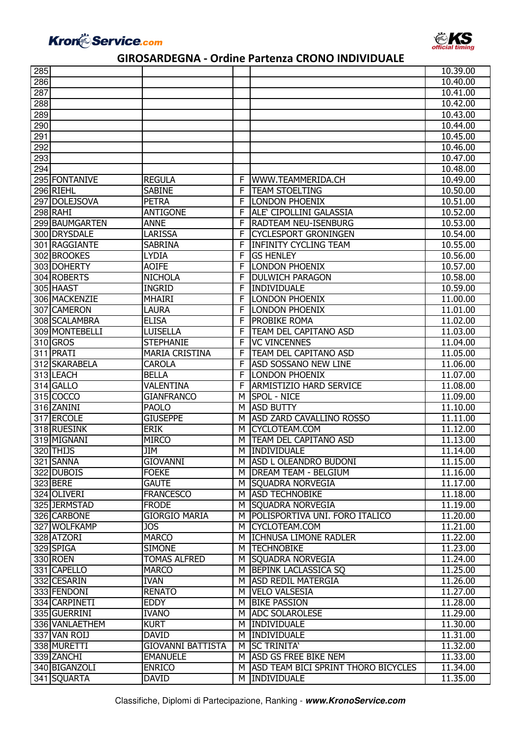# GIROSARDEGNA - Ordine Partenza CRONO INDIVIDUALE

| | | | | | |
|---|---|---|---|---|---|
| 285 | | | | | 10.39.00 |
| 286 | | | | | 10.40.00 |
| 287 | | | | | 10.41.00 |
| 288 | | | | | 10.42.00 |
| 289 | | | | | 10.43.00 |
| 290 | | | | | 10.44.00 |
| 291 | | | | | 10.45.00 |
| 292 | | | | | 10.46.00 |
| 293 | | | | | 10.47.00 |
| 294 | | | | | 10.48.00 |
| 295 | FONTANIVE | REGULA | F | WWW.TEAMMERIDA.CH | 10.49.00 |
| 296 | RIEHL | SABINE | F | TEAM STOELTING | 10.50.00 |
| 297 | DOLEJSOVA | PETRA | F | LONDON PHOENIX | 10.51.00 |
| 298 | RAHI | ANTIGONE | F | ALE` CIPOLLINI GALASSIA | 10.52.00 |
| 299 | BAUMGARTEN | ANNE | F | RADTEAM NEU-ISENBURG | 10.53.00 |
| 300 | DRYSDALE | LARISSA | F | CYCLESPORT GRONINGEN | 10.54.00 |
| 301 | RAGGIANTE | SABRINA | F | INFINITY CYCLING TEAM | 10.55.00 |
| 302 | BROOKES | LYDIA | F | GS HENLEY | 10.56.00 |
| 303 | DOHERTY | AOIFE | F | LONDON PHOENIX | 10.57.00 |
| 304 | ROBERTS | NICHOLA | F | DULWICH PARAGON | 10.58.00 |
| 305 | HAAST | INGRID | F | INDIVIDUALE | 10.59.00 |
| 306 | MACKENZIE | MHAIRI | F | LONDON PHOENIX | 11.00.00 |
| 307 | CAMERON | LAURA | F | LONDON PHOENIX | 11.01.00 |
| 308 | SCALAMBRA | ELISA | F | PROBIKE ROMA | 11.02.00 |
| 309 | MONTEBELLI | LUISELLA | F | TEAM DEL CAPITANO ASD | 11.03.00 |
| 310 | GROS | STEPHANIE | F | VC VINCENNES | 11.04.00 |
| 311 | PRATI | MARIA CRISTINA | F | TEAM DEL CAPITANO ASD | 11.05.00 |
| 312 | SKARABELA | CAROLA | F | ASD SOSSANO NEW LINE | 11.06.00 |
| 313 | LEACH | BELLA | F | LONDON PHOENIX | 11.07.00 |
| 314 | GALLO | VALENTINA | F | ARMISTIZIO HARD SERVICE | 11.08.00 |
| 315 | COCCO | GIANFRANCO | M | SPOL - NICE | 11.09.00 |
| 316 | ZANINI | PAOLO | M | ASD BUTTY | 11.10.00 |
| 317 | ERCOLE | GIUSEPPE | M | ASD ZARD CAVALLINO ROSSO | 11.11.00 |
| 318 | RUESINK | ERIK | M | CYCLOTEAM.COM | 11.12.00 |
| 319 | MIGNANI | MIRCO | M | TEAM DEL CAPITANO ASD | 11.13.00 |
| 320 | THIJS | JIM | M | INDIVIDUALE | 11.14.00 |
| 321 | SANNA | GIOVANNI | M | ASD L OLEANDRO BUDONI | 11.15.00 |
| 322 | DUBOIS | FOEKE | M | DREAM TEAM - BELGIUM | 11.16.00 |
| 323 | BERE | GAUTE | M | SQUADRA NORVEGIA | 11.17.00 |
| 324 | OLIVERI | FRANCESCO | M | ASD TECHNOBIKE | 11.18.00 |
| 325 | JERMSTAD | FRODE | M | SQUADRA NORVEGIA | 11.19.00 |
| 326 | CARBONE | GIORGIO MARIA | M | POLISPORTIVA UNI. FORO ITALICO | 11.20.00 |
| 327 | WOLFKAMP | JOS | M | CYCLOTEAM.COM | 11.21.00 |
| 328 | ATZORI | MARCO | M | ICHNUSA LIMONE RADLER | 11.22.00 |
| 329 | SPIGA | SIMONE | M | TECHNOBIKE | 11.23.00 |
| 330 | ROEN | TOMAS ALFRED | M | SQUADRA NORVEGIA | 11.24.00 |
| 331 | CAPELLO | MARCO | M | BEPINK LACLASSICA SQ | 11.25.00 |
| 332 | CESARIN | IVAN | M | ASD REDIL MATERGIA | 11.26.00 |
| 333 | FENDONI | RENATO | M | VELO VALSESIA | 11.27.00 |
| 334 | CARPINETI | EDDY | M | BIKE PASSION | 11.28.00 |
| 335 | GUERRINI | IVANO | M | ADC SOLAROLESE | 11.29.00 |
| 336 | VANLAETHEM | KURT | M | INDIVIDUALE | 11.30.00 |
| 337 | VAN ROIJ | DAVID | M | INDIVIDUALE | 11.31.00 |
| 338 | MURETTI | GIOVANNI BATTISTA | M | SC TRINITA` | 11.32.00 |
| 339 | ZANCHI | EMANUELE | M | ASD GS FREE BIKE NEM | 11.33.00 |
| 340 | BIGANZOLI | ENRICO | M | ASD TEAM BICI SPRINT THORO BICYCLES | 11.34.00 |
| 341 | SQUARTA | DAVID | M | INDIVIDUALE | 11.35.00 |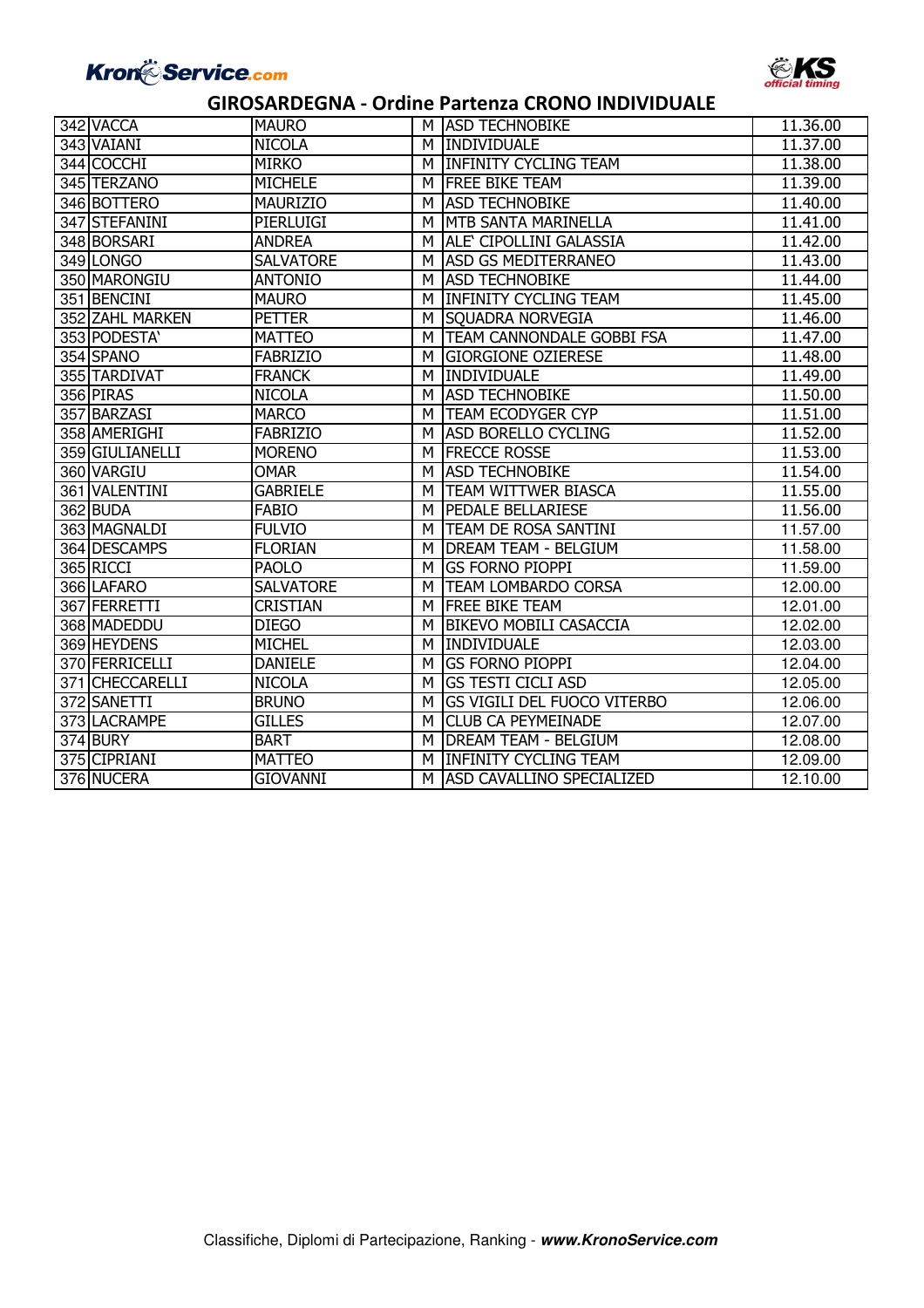# GIROSARDEGNA - Ordine Partenza CRONO INDIVIDUALE

| | | | | | |
|---|---|---|---|---|---|
| 342 | VACCA | MAURO | M | ASD TECHNOBIKE | 11.36.00 |
| 343 | VAIANI | NICOLA | M | INDIVIDUALE | 11.37.00 |
| 344 | COCCHI | MIRKO | M | INFINITY CYCLING TEAM | 11.38.00 |
| 345 | TERZANO | MICHELE | M | FREE BIKE TEAM | 11.39.00 |
| 346 | BOTTERO | MAURIZIO | M | ASD TECHNOBIKE | 11.40.00 |
| 347 | STEFANINI | PIERLUIGI | M | MTB SANTA MARINELLA | 11.41.00 |
| 348 | BORSARI | ANDREA | M | ALE' CIPOLLINI GALASSIA | 11.42.00 |
| 349 | LONGO | SALVATORE | M | ASD GS MEDITERRANEO | 11.43.00 |
| 350 | MARONGIU | ANTONIO | M | ASD TECHNOBIKE | 11.44.00 |
| 351 | BENCINI | MAURO | M | INFINITY CYCLING TEAM | 11.45.00 |
| 352 | ZAHL MARKEN | PETTER | M | SQUADRA NORVEGIA | 11.46.00 |
| 353 | PODESTA' | MATTEO | M | TEAM CANNONDALE GOBBI FSA | 11.47.00 |
| 354 | SPANO | FABRIZIO | M | GIORGIONE OZIERESE | 11.48.00 |
| 355 | TARDIVAT | FRANCK | M | INDIVIDUALE | 11.49.00 |
| 356 | PIRAS | NICOLA | M | ASD TECHNOBIKE | 11.50.00 |
| 357 | BARZASI | MARCO | M | TEAM ECODYGER CYP | 11.51.00 |
| 358 | AMERIGHI | FABRIZIO | M | ASD BORELLO CYCLING | 11.52.00 |
| 359 | GIULIANELLI | MORENO | M | FRECCE ROSSE | 11.53.00 |
| 360 | VARGIU | OMAR | M | ASD TECHNOBIKE | 11.54.00 |
| 361 | VALENTINI | GABRIELE | M | TEAM WITTWER BIASCA | 11.55.00 |
| 362 | BUDA | FABIO | M | PEDALE BELLARIESE | 11.56.00 |
| 363 | MAGNALDI | FULVIO | M | TEAM DE ROSA SANTINI | 11.57.00 |
| 364 | DESCAMPS | FLORIAN | M | DREAM TEAM - BELGIUM | 11.58.00 |
| 365 | RICCI | PAOLO | M | GS FORNO PIOPPI | 11.59.00 |
| 366 | LAFARO | SALVATORE | M | TEAM LOMBARDO CORSA | 12.00.00 |
| 367 | FERRETTI | CRISTIAN | M | FREE BIKE TEAM | 12.01.00 |
| 368 | MADEDDU | DIEGO | M | BIKEVO MOBILI CASACCIA | 12.02.00 |
| 369 | HEYDENS | MICHEL | M | INDIVIDUALE | 12.03.00 |
| 370 | FERRICELLI | DANIELE | M | GS FORNO PIOPPI | 12.04.00 |
| 371 | CHECCARELLI | NICOLA | M | GS TESTI CICLI ASD | 12.05.00 |
| 372 | SANETTI | BRUNO | M | GS VIGILI DEL FUOCO VITERBO | 12.06.00 |
| 373 | LACRAMPE | GILLES | M | CLUB CA PEYMEINADE | 12.07.00 |
| 374 | BURY | BART | M | DREAM TEAM - BELGIUM | 12.08.00 |
| 375 | CIPRIANI | MATTEO | M | INFINITY CYCLING TEAM | 12.09.00 |
| 376 | NUCERA | GIOVANNI | M | ASD CAVALLINO SPECIALIZED | 12.10.00 |